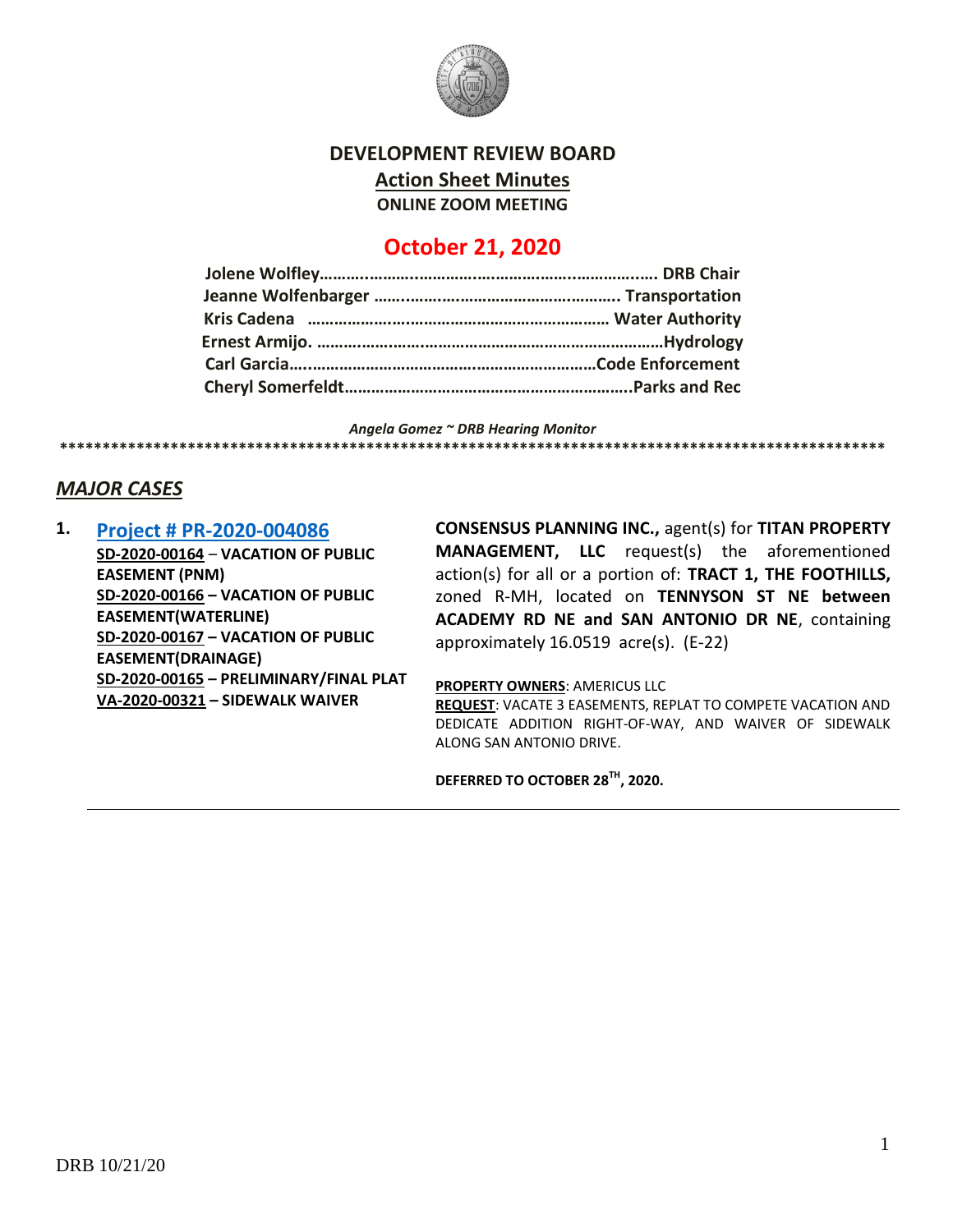# DEVELOPMENT REVIEW BOARD

## Action Sheet Minutes

**ONLINE ZOOM MEETING**

## October 21, 2020

**Jolene Wolfley……………………………………………………………. DRB Chair**
**Jeanne Wolfenbarger …………………………………………….. Transportation**
**Kris Cadena ………………………………………………………… Water Authority**
**Ernest Armijo. …………………………………………………………………Hydrology**
**Carl Garcia…………………………………………………………Code Enforcement**
**Cheryl Somerfeldt……………………………………………………….Parks and Rec**

*Angela Gomez ~ DRB Hearing Monitor*

****************************************************************************************************

## *MAJOR CASES*

**1. Project # PR-2020-004086**

**SD-2020-00164 – VACATION OF PUBLIC EASEMENT (PNM)**
**SD-2020-00166 – VACATION OF PUBLIC EASEMENT(WATERLINE)**
**SD-2020-00167 – VACATION OF PUBLIC EASEMENT(DRAINAGE)**
**SD-2020-00165 – PRELIMINARY/FINAL PLAT**
**VA-2020-00321 – SIDEWALK WAIVER**

**CONSENSUS PLANNING INC.,** agent(s) for **TITAN PROPERTY MANAGEMENT, LLC** request(s) the aforementioned action(s) for all or a portion of: **TRACT 1, THE FOOTHILLS,** zoned R-MH, located on **TENNYSON ST NE between ACADEMY RD NE and SAN ANTONIO DR NE**, containing approximately 16.0519 acre(s). (E-22)

**PROPERTY OWNERS**: AMERICUS LLC
**REQUEST**: VACATE 3 EASEMENTS, REPLAT TO COMPETE VACATION AND DEDICATE ADDITION RIGHT-OF-WAY, AND WAIVER OF SIDEWALK ALONG SAN ANTONIO DRIVE.

**DEFERRED TO OCTOBER 28TH, 2020.**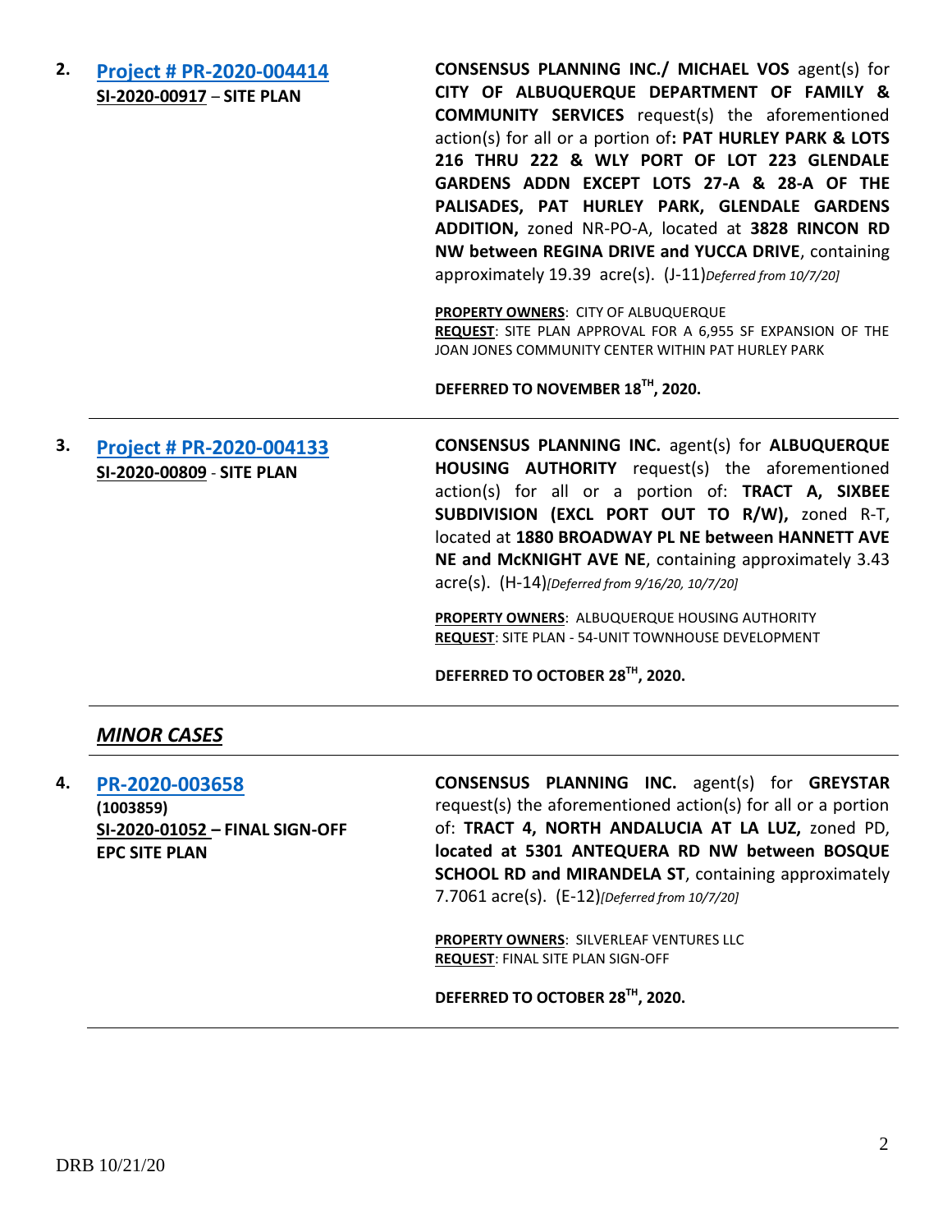2. **[Project # PR-2020-004414](#)**
**SI-2020-00917 – SITE PLAN**

**CONSENSUS PLANNING INC./ MICHAEL VOS** agent(s) for **CITY OF ALBUQUERQUE DEPARTMENT OF FAMILY & COMMUNITY SERVICES** request(s) the aforementioned action(s) for all or a portion of**: PAT HURLEY PARK & LOTS 216 THRU 222 & WLY PORT OF LOT 223 GLENDALE GARDENS ADDN EXCEPT LOTS 27-A & 28-A OF THE PALISADES, PAT HURLEY PARK, GLENDALE GARDENS ADDITION,** zoned NR-PO-A, located at **3828 RINCON RD NW between REGINA DRIVE and YUCCA DRIVE**, containing approximately 19.39 acre(s). (J-11)*[Deferred from 10/7/20]*

**PROPERTY OWNERS**: CITY OF ALBUQUERQUE
**REQUEST**: SITE PLAN APPROVAL FOR A 6,955 SF EXPANSION OF THE JOAN JONES COMMUNITY CENTER WITHIN PAT HURLEY PARK

**DEFERRED TO NOVEMBER 18TH, 2020.**

---

3. **[Project # PR-2020-004133](#)**
**SI-2020-00809 - SITE PLAN**

**CONSENSUS PLANNING INC.** agent(s) for **ALBUQUERQUE HOUSING AUTHORITY** request(s) the aforementioned action(s) for all or a portion of: **TRACT A, SIXBEE SUBDIVISION (EXCL PORT OUT TO R/W),** zoned R-T, located at **1880 BROADWAY PL NE between HANNETT AVE NE and McKNIGHT AVE NE**, containing approximately 3.43 acre(s). (H-14)*[Deferred from 9/16/20, 10/7/20]*

**PROPERTY OWNERS**: ALBUQUERQUE HOUSING AUTHORITY
**REQUEST**: SITE PLAN - 54-UNIT TOWNHOUSE DEVELOPMENT

**DEFERRED TO OCTOBER 28TH, 2020.**

---

## *MINOR CASES*

---

4. **[PR-2020-003658](#)**
**(1003859)**
**SI-2020-01052 – FINAL SIGN-OFF EPC SITE PLAN**

**CONSENSUS PLANNING INC.** agent(s) for **GREYSTAR** request(s) the aforementioned action(s) for all or a portion of: **TRACT 4, NORTH ANDALUCIA AT LA LUZ,** zoned PD, **located at 5301 ANTEQUERA RD NW between BOSQUE SCHOOL RD and MIRANDELA ST**, containing approximately 7.7061 acre(s). (E-12)*[Deferred from 10/7/20]*

**PROPERTY OWNERS**: SILVERLEAF VENTURES LLC
**REQUEST**: FINAL SITE PLAN SIGN-OFF

**DEFERRED TO OCTOBER 28TH, 2020.**

---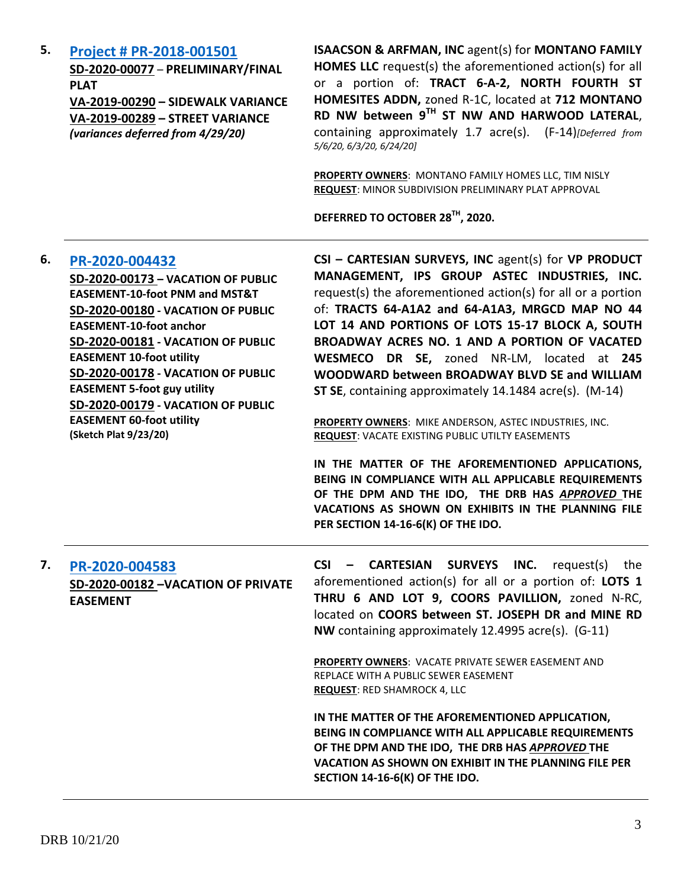**5. [Project # PR-2018-001501](#)**

**SD-2020-00077 – PRELIMINARY/FINAL PLAT**
**VA-2019-00290 – SIDEWALK VARIANCE**
**VA-2019-00289 – STREET VARIANCE**
***(variances deferred from 4/29/20)***

**ISAACSON & ARFMAN, INC** agent(s) for **MONTANO FAMILY HOMES LLC** request(s) the aforementioned action(s) for all or a portion of: **TRACT 6-A-2, NORTH FOURTH ST HOMESITES ADDN,** zoned R-1C, located at **712 MONTANO RD NW between 9TH ST NW AND HARWOOD LATERAL**, containing approximately 1.7 acre(s). (F-14)*[Deferred from 5/6/20, 6/3/20, 6/24/20]*

**PROPERTY OWNERS**: MONTANO FAMILY HOMES LLC, TIM NISLY
**REQUEST**: MINOR SUBDIVISION PRELIMINARY PLAT APPROVAL

**DEFERRED TO OCTOBER 28TH, 2020.**

---

**6. [PR-2020-004432](#)**

**SD-2020-00173 – VACATION OF PUBLIC EASEMENT-10-foot PNM and MST&T**
**SD-2020-00180 - VACATION OF PUBLIC EASEMENT-10-foot anchor**
**SD-2020-00181 - VACATION OF PUBLIC EASEMENT 10-foot utility**
**SD-2020-00178 - VACATION OF PUBLIC EASEMENT 5-foot guy utility**
**SD-2020-00179 - VACATION OF PUBLIC EASEMENT 60-foot utility**
**(Sketch Plat 9/23/20)**

**CSI – CARTESIAN SURVEYS, INC** agent(s) for **VP PRODUCT MANAGEMENT, IPS GROUP ASTEC INDUSTRIES, INC.** request(s) the aforementioned action(s) for all or a portion of: **TRACTS 64-A1A2 and 64-A1A3, MRGCD MAP NO 44 LOT 14 AND PORTIONS OF LOTS 15-17 BLOCK A, SOUTH BROADWAY ACRES NO. 1 AND A PORTION OF VACATED WESMECO DR SE,** zoned NR-LM, located at **245 WOODWARD between BROADWAY BLVD SE and WILLIAM ST SE**, containing approximately 14.1484 acre(s). (M-14)

**PROPERTY OWNERS**: MIKE ANDERSON, ASTEC INDUSTRIES, INC.
**REQUEST**: VACATE EXISTING PUBLIC UTILTY EASEMENTS

**IN THE MATTER OF THE AFOREMENTIONED APPLICATIONS, BEING IN COMPLIANCE WITH ALL APPLICABLE REQUIREMENTS OF THE DPM AND THE IDO, THE DRB HAS *APPROVED* THE VACATIONS AS SHOWN ON EXHIBITS IN THE PLANNING FILE PER SECTION 14-16-6(K) OF THE IDO.**

---

**7. [PR-2020-004583](#)**

**SD-2020-00182 –VACATION OF PRIVATE EASEMENT**

**CSI – CARTESIAN SURVEYS INC.** request(s) the aforementioned action(s) for all or a portion of: **LOTS 1 THRU 6 AND LOT 9, COORS PAVILLION,** zoned N-RC, located on **COORS between ST. JOSEPH DR and MINE RD NW** containing approximately 12.4995 acre(s). (G-11)

**PROPERTY OWNERS**: VACATE PRIVATE SEWER EASEMENT AND REPLACE WITH A PUBLIC SEWER EASEMENT
**REQUEST**: RED SHAMROCK 4, LLC

**IN THE MATTER OF THE AFOREMENTIONED APPLICATION, BEING IN COMPLIANCE WITH ALL APPLICABLE REQUIREMENTS OF THE DPM AND THE IDO, THE DRB HAS *APPROVED* THE VACATION AS SHOWN ON EXHIBIT IN THE PLANNING FILE PER SECTION 14-16-6(K) OF THE IDO.**

---

DRB 10/21/20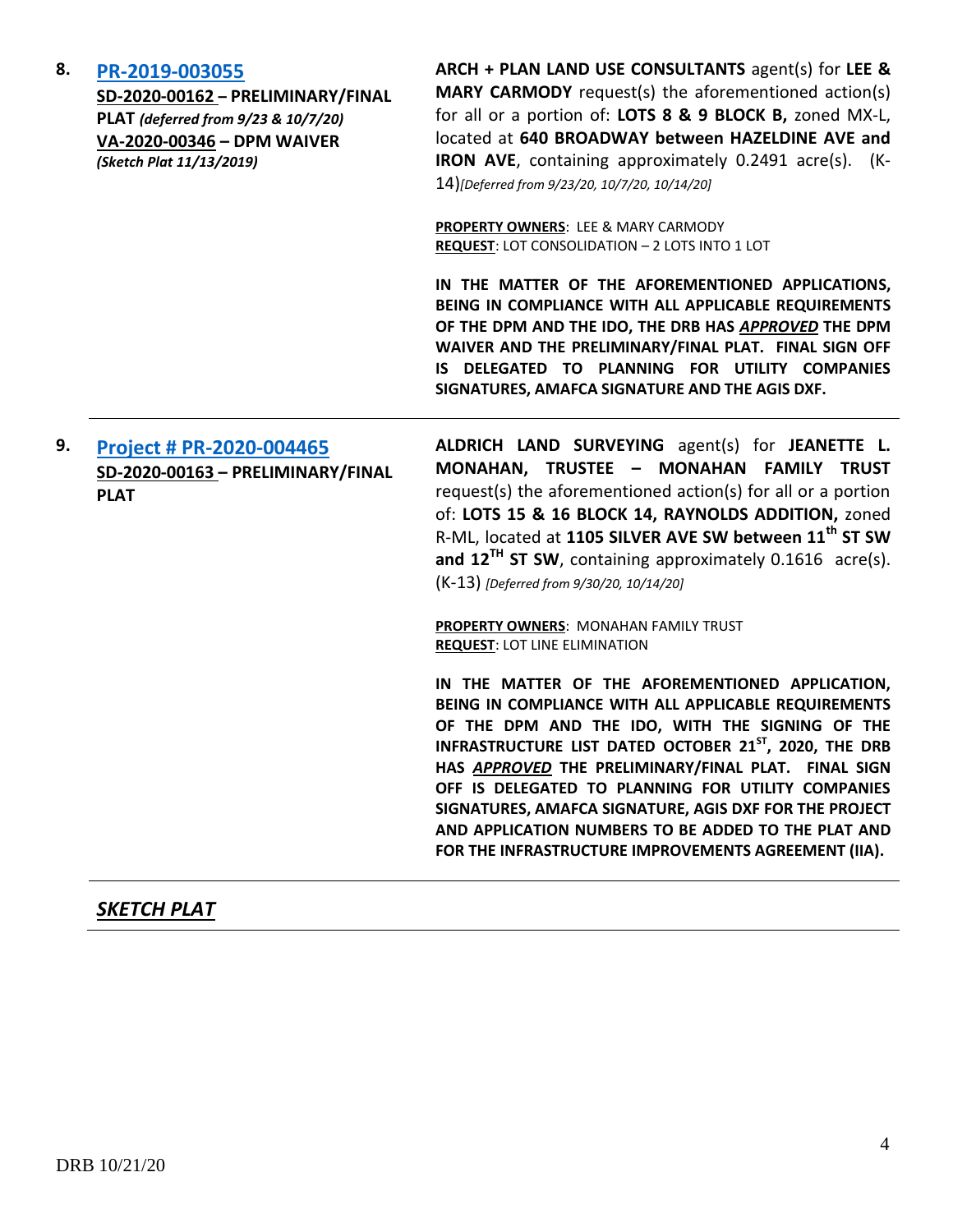8. **PR-2019-003055**
**SD-2020-00162 – PRELIMINARY/FINAL PLAT** ***(deferred from 9/23 & 10/7/20)***
**VA-2020-00346 – DPM WAIVER**
***(Sketch Plat 11/13/2019)***

**ARCH + PLAN LAND USE CONSULTANTS** agent(s) for **LEE & MARY CARMODY** request(s) the aforementioned action(s) for all or a portion of: **LOTS 8 & 9 BLOCK B,** zoned MX-L, located at **640 BROADWAY between HAZELDINE AVE and IRON AVE**, containing approximately 0.2491 acre(s). (K-14)*[Deferred from 9/23/20, 10/7/20, 10/14/20]*

**PROPERTY OWNERS**: LEE & MARY CARMODY
**REQUEST**: LOT CONSOLIDATION – 2 LOTS INTO 1 LOT

**IN THE MATTER OF THE AFOREMENTIONED APPLICATIONS, BEING IN COMPLIANCE WITH ALL APPLICABLE REQUIREMENTS OF THE DPM AND THE IDO, THE DRB HAS *APPROVED* THE DPM WAIVER AND THE PRELIMINARY/FINAL PLAT. FINAL SIGN OFF IS DELEGATED TO PLANNING FOR UTILITY COMPANIES SIGNATURES, AMAFCA SIGNATURE AND THE AGIS DXF.**

---

9. **Project # PR-2020-004465**
**SD-2020-00163 – PRELIMINARY/FINAL PLAT**

**ALDRICH LAND SURVEYING** agent(s) for **JEANETTE L. MONAHAN, TRUSTEE – MONAHAN FAMILY TRUST** request(s) the aforementioned action(s) for all or a portion of: **LOTS 15 & 16 BLOCK 14, RAYNOLDS ADDITION,** zoned R-ML, located at **1105 SILVER AVE SW between 11th ST SW and 12TH ST SW**, containing approximately 0.1616 acre(s). (K-13) *[Deferred from 9/30/20, 10/14/20]*

**PROPERTY OWNERS**: MONAHAN FAMILY TRUST
**REQUEST**: LOT LINE ELIMINATION

**IN THE MATTER OF THE AFOREMENTIONED APPLICATION, BEING IN COMPLIANCE WITH ALL APPLICABLE REQUIREMENTS OF THE DPM AND THE IDO, WITH THE SIGNING OF THE INFRASTRUCTURE LIST DATED OCTOBER 21ST, 2020, THE DRB HAS *APPROVED* THE PRELIMINARY/FINAL PLAT. FINAL SIGN OFF IS DELEGATED TO PLANNING FOR UTILITY COMPANIES SIGNATURES, AMAFCA SIGNATURE, AGIS DXF FOR THE PROJECT AND APPLICATION NUMBERS TO BE ADDED TO THE PLAT AND FOR THE INFRASTRUCTURE IMPROVEMENTS AGREEMENT (IIA).**

---

## ***SKETCH PLAT***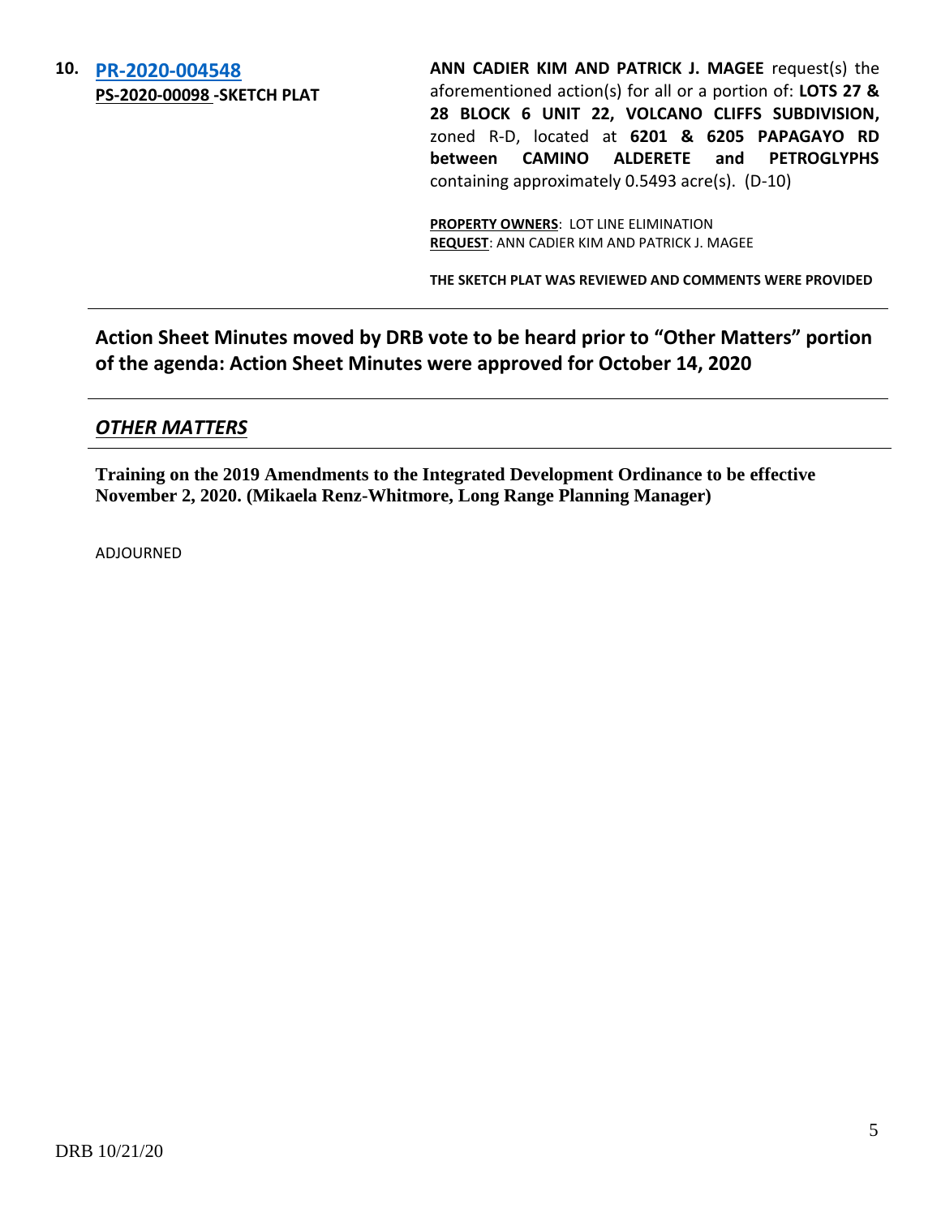10. **[PR-2020-004548](PR-2020-004548)**
**PS-2020-00098 -SKETCH PLAT**

**ANN CADIER KIM AND PATRICK J. MAGEE** request(s) the aforementioned action(s) for all or a portion of: **LOTS 27 & 28 BLOCK 6 UNIT 22, VOLCANO CLIFFS SUBDIVISION,** zoned R-D, located at **6201 & 6205 PAPAGAYO RD between CAMINO ALDERETE and PETROGLYPHS** containing approximately 0.5493 acre(s). (D-10)

**PROPERTY OWNERS**: LOT LINE ELIMINATION
**REQUEST**: ANN CADIER KIM AND PATRICK J. MAGEE

**THE SKETCH PLAT WAS REVIEWED AND COMMENTS WERE PROVIDED**

---

**Action Sheet Minutes moved by DRB vote to be heard prior to "Other Matters" portion of the agenda: Action Sheet Minutes were approved for October 14, 2020**

---

## *OTHER MATTERS*

---

**Training on the 2019 Amendments to the Integrated Development Ordinance to be effective November 2, 2020. (Mikaela Renz-Whitmore, Long Range Planning Manager)**

ADJOURNED

DRB 10/21/20